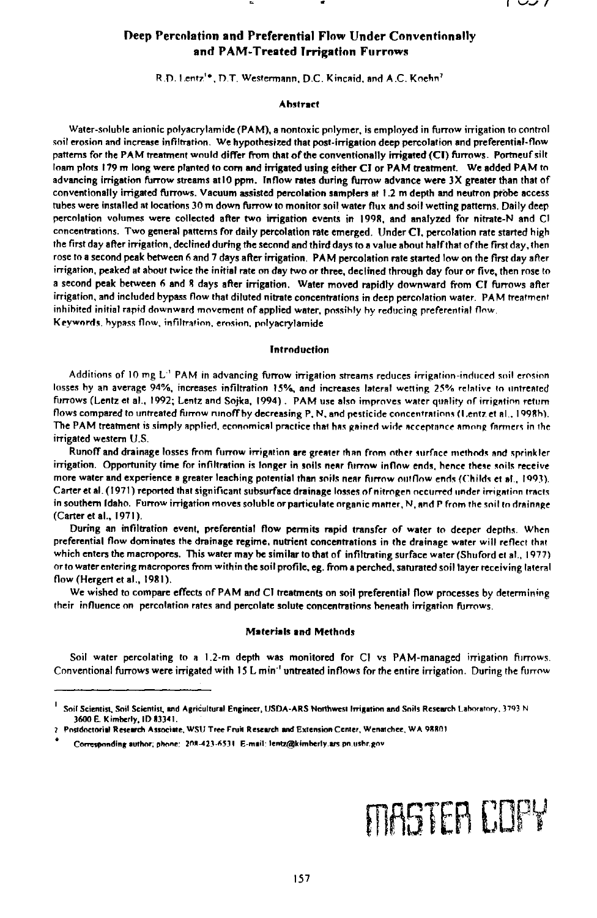# Deep Percolation and Preferential Flow Under Conventionally and PAM-Treated Irrigation Furrows

R.D. Lentz[1*], D.T. Westermann, D.C. Kincaid, and A.C. Koehn[2]

## Abstract

Water-soluble anionic polyacrylamide (PAM), a nontoxic polymer, is employed in furrow irrigation to control soil erosion and increase infiltration. We hypothesized that post-irrigation deep percolation and preferential-flow patterns for the PAM treatment would differ from that of the conventionally irrigated (CI) furrows. Portneuf silt loam plots 179 m long were planted to corn and irrigated using either CI or PAM treatment. We added PAM to advancing irrigation furrow streams at 10 ppm. Inflow rates during furrow advance were 3X greater than that of conventionally irrigated furrows. Vacuum assisted percolation samplers at 1.2 m depth and neutron probe access tubes were installed at locations 30 m down furrow to monitor soil water flux and soil wetting patterns. Daily deep percolation volumes were collected after two irrigation events in 1998, and analyzed for nitrate-N and Cl concentrations. Two general patterns for daily percolation rate emerged. Under CI, percolation rate started high the first day after irrigation, declined during the second and third days to a value about half that of the first day, then rose to a second peak between 6 and 7 days after irrigation. PAM percolation rate started low on the first day after irrigation, peaked at about twice the initial rate on day two or three, declined through day four or five, then rose to a second peak between 6 and 8 days after irrigation. Water moved rapidly downward from CI furrows after irrigation, and included bypass flow that diluted nitrate concentrations in deep percolation water. PAM treatment inhibited initial rapid downward movement of applied water, possibly by reducing preferential flow.

Keywords. bypass flow, infiltration, erosion, polyacrylamide

## Introduction

Additions of 10 mg $L^{-1}$ PAM in advancing furrow irrigation streams reduces irrigation-induced soil erosion losses by an average 94%, increases infiltration 15%, and increases lateral wetting 25% relative to untreated furrows (Lentz et al., 1992; Lentz and Sojka, 1994). PAM use also improves water quality of irrigation return flows compared to untreated furrow runoff by decreasing P, N, and pesticide concentrations (Lentz et al., 1998b). The PAM treatment is simply applied, economical practice that has gained wide acceptance among farmers in the irrigated western U.S.

Runoff and drainage losses from furrow irrigation are greater than from other surface methods and sprinkler irrigation. Opportunity time for infiltration is longer in soils near furrow inflow ends, hence these soils receive more water and experience a greater leaching potential than soils near furrow outflow ends (Childs et al., 1993). Carter et al. (1971) reported that significant subsurface drainage losses of nitrogen occurred under irrigation tracts in southern Idaho. Furrow irrigation moves soluble or particulate organic matter, N, and P from the soil to drainage (Carter et al., 1971).

During an infiltration event, preferential flow permits rapid transfer of water to deeper depths. When preferential flow dominates the drainage regime, nutrient concentrations in the drainage water will reflect that which enters the macropores. This water may be similar to that of infiltrating surface water (Shuford et al., 1977) or to water entering macropores from within the soil profile, eg. from a perched, saturated soil layer receiving lateral flow (Hergert et al., 1981).

We wished to compare effects of PAM and CI treatments on soil preferential flow processes by determining their influence on percolation rates and percolate solute concentrations beneath irrigation furrows.

## Materials and Methods

Soil water percolating to a 1.2-m depth was monitored for CI vs PAM-managed irrigation furrows. Conventional furrows were irrigated with 15 L $min^{-1}$ untreated inflows for the entire irrigation. During the furrow

---

[1] Soil Scientist, Soil Scientist, and Agricultural Engineer, USDA-ARS Northwest Irrigation and Soils Research Laboratory, 3793 N 3600 E. Kimberly, ID 83341.

[2] Postdoctoral Research Associate, WSU Tree Fruit Research and Extension Center, Wenatchee, WA 98801

[*] Corresponding author; phone: 208-423-6531 E-mail: lentz@kimberly.ars.pn.usbr.gov

MASTER COPY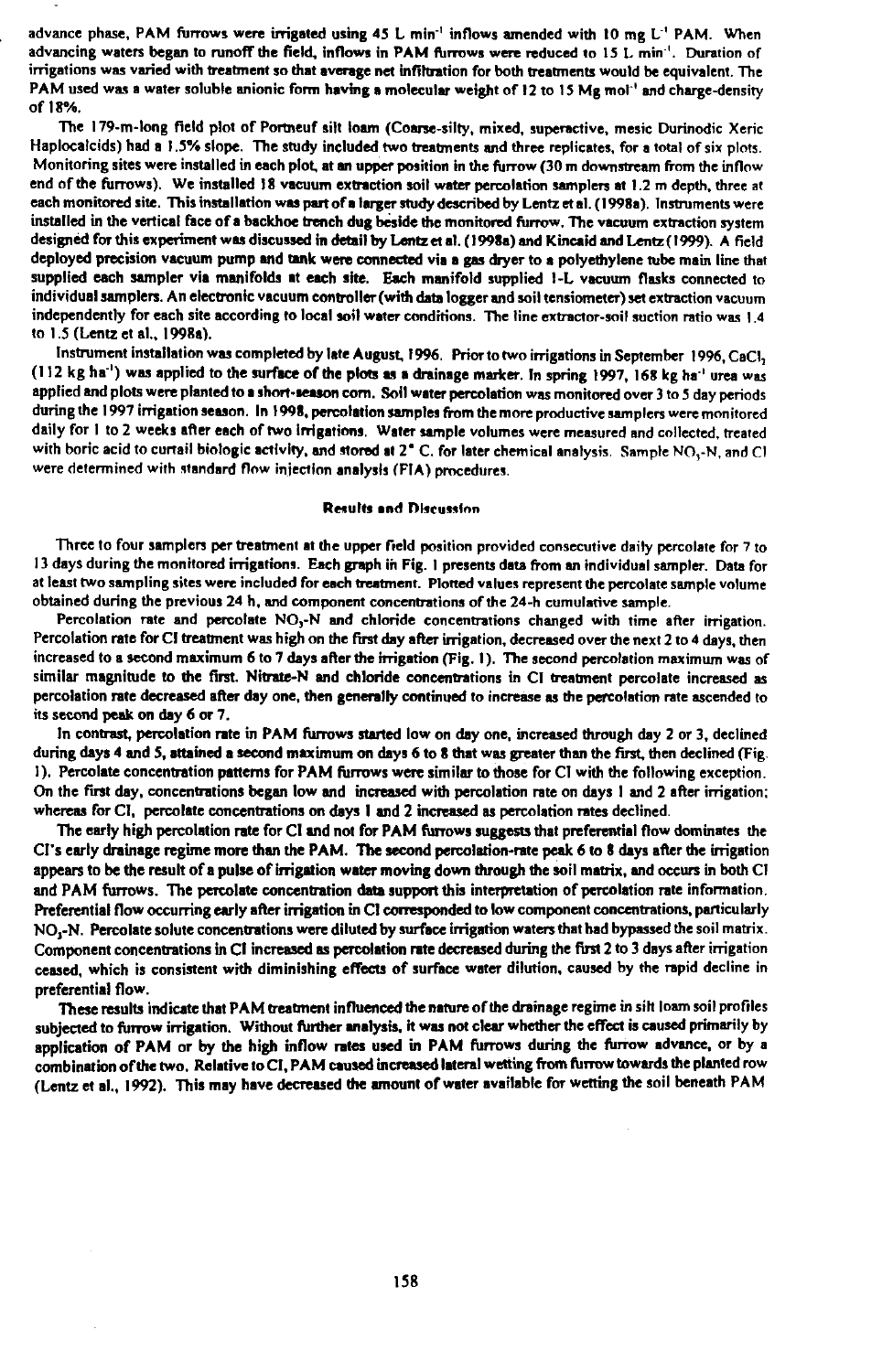advance phase, PAM furrows were irrigated using 45 L min$^{-1}$ inflows amended with 10 mg L$^{-1}$ PAM. When advancing waters began to runoff the field, inflows in PAM furrows were reduced to 15 L min$^{-1}$. Duration of irrigations was varied with treatment so that average net infiltration for both treatments would be equivalent. The PAM used was a water soluble anionic form having a molecular weight of 12 to 15 Mg mol$^{-1}$ and charge-density of 18%.

The 179-m-long field plot of Portneuf silt loam (Coarse-silty, mixed, superactive, mesic Durinodic Xeric Haplocalcids) had a 1.5% slope. The study included two treatments and three replicates, for a total of six plots. Monitoring sites were installed in each plot, at an upper position in the furrow (30 m downstream from the inflow end of the furrows). We installed 18 vacuum extraction soil water percolation samplers at 1.2 m depth, three at each monitored site. This installation was part of a larger study described by Lentz et al. (1998a). Instruments were installed in the vertical face of a backhoe trench dug beside the monitored furrow. The vacuum extraction system designed for this experiment was discussed in detail by Lentz et al. (1998a) and Kincaid and Lentz (1999). A field deployed precision vacuum pump and tank were connected via a gas dryer to a polyethylene tube main line that supplied each sampler via manifolds at each site. Each manifold supplied 1-L vacuum flasks connected to individual samplers. An electronic vacuum controller (with data logger and soil tensiometer) set extraction vacuum independently for each site according to local soil water conditions. The line extractor-soil suction ratio was 1.4 to 1.5 (Lentz et al., 1998a).

Instrument installation was completed by late August, 1996. Prior to two irrigations in September 1996, $CaCl_2$ (112 kg ha$^{-1}$) was applied to the surface of the plots as a drainage marker. In spring 1997, 168 kg ha$^{-1}$ urea was applied and plots were planted to a short-season corn. Soil water percolation was monitored over 3 to 5 day periods during the 1997 irrigation season. In 1998, percolation samples from the more productive samplers were monitored daily for 1 to 2 weeks after each of two irrigations. Water sample volumes were measured and collected, treated with boric acid to curtail biologic activity, and stored at 2° C. for later chemical analysis. Sample $NO_3$-N, and Cl were determined with standard flow injection analysis (FIA) procedures.

## Results and Discussion

Three to four samplers per treatment at the upper field position provided consecutive daily percolate for 7 to 13 days during the monitored irrigations. Each graph in Fig. 1 presents data from an individual sampler. Data for at least two sampling sites were included for each treatment. Plotted values represent the percolate sample volume obtained during the previous 24 h, and component concentrations of the 24-h cumulative sample.

Percolation rate and percolate $NO_3$-N and chloride concentrations changed with time after irrigation. Percolation rate for CI treatment was high on the first day after irrigation, decreased over the next 2 to 4 days, then increased to a second maximum 6 to 7 days after the irrigation (Fig. 1). The second percolation maximum was of similar magnitude to the first. Nitrate-N and chloride concentrations in CI treatment percolate increased as percolation rate decreased after day one, then generally continued to increase as the percolation rate ascended to its second peak on day 6 or 7.

In contrast, percolation rate in PAM furrows started low on day one, increased through day 2 or 3, declined during days 4 and 5, attained a second maximum on days 6 to 8 that was greater than the first, then declined (Fig. 1). Percolate concentration patterns for PAM furrows were similar to those for CI with the following exception. On the first day, concentrations began low and increased with percolation rate on days 1 and 2 after irrigation; whereas for CI, percolate concentrations on days 1 and 2 increased as percolation rates declined.

The early high percolation rate for CI and not for PAM furrows suggests that preferential flow dominates the CI's early drainage regime more than the PAM. The second percolation-rate peak 6 to 8 days after the irrigation appears to be the result of a pulse of irrigation water moving down through the soil matrix, and occurs in both CI and PAM furrows. The percolate concentration data support this interpretation of percolation rate information. Preferential flow occurring early after irrigation in CI corresponded to low component concentrations, particularly $NO_3$-N. Percolate solute concentrations were diluted by surface irrigation waters that had bypassed the soil matrix. Component concentrations in CI increased as percolation rate decreased during the first 2 to 3 days after irrigation ceased, which is consistent with diminishing effects of surface water dilution, caused by the rapid decline in preferential flow.

These results indicate that PAM treatment influenced the nature of the drainage regime in silt loam soil profiles subjected to furrow irrigation. Without further analysis, it was not clear whether the effect is caused primarily by application of PAM or by the high inflow rates used in PAM furrows during the furrow advance, or by a combination of the two. Relative to CI, PAM caused increased lateral wetting from furrow towards the planted row (Lentz et al., 1992). This may have decreased the amount of water available for wetting the soil beneath PAM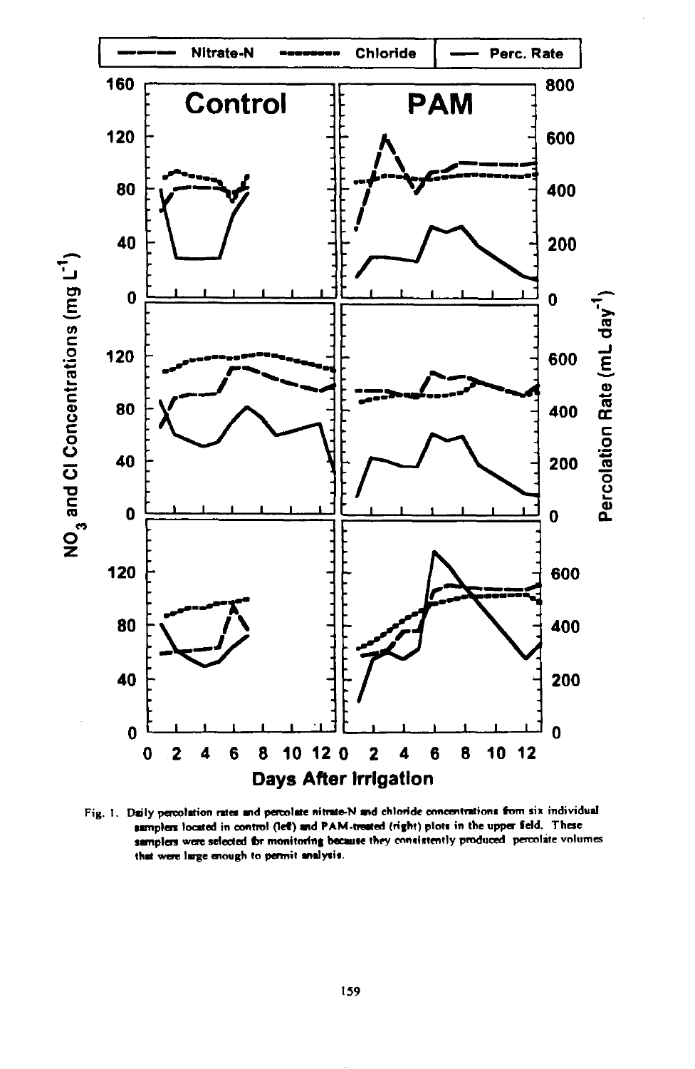Fig. 1. Daily percolation rates and percolate nitrate-N and chloride concentrations from six individual samplers located in control (left) and PAM-treated (right) plots in the upper field. These samplers were selected for monitoring because they consistently produced percolate volumes that were large enough to permit analysis.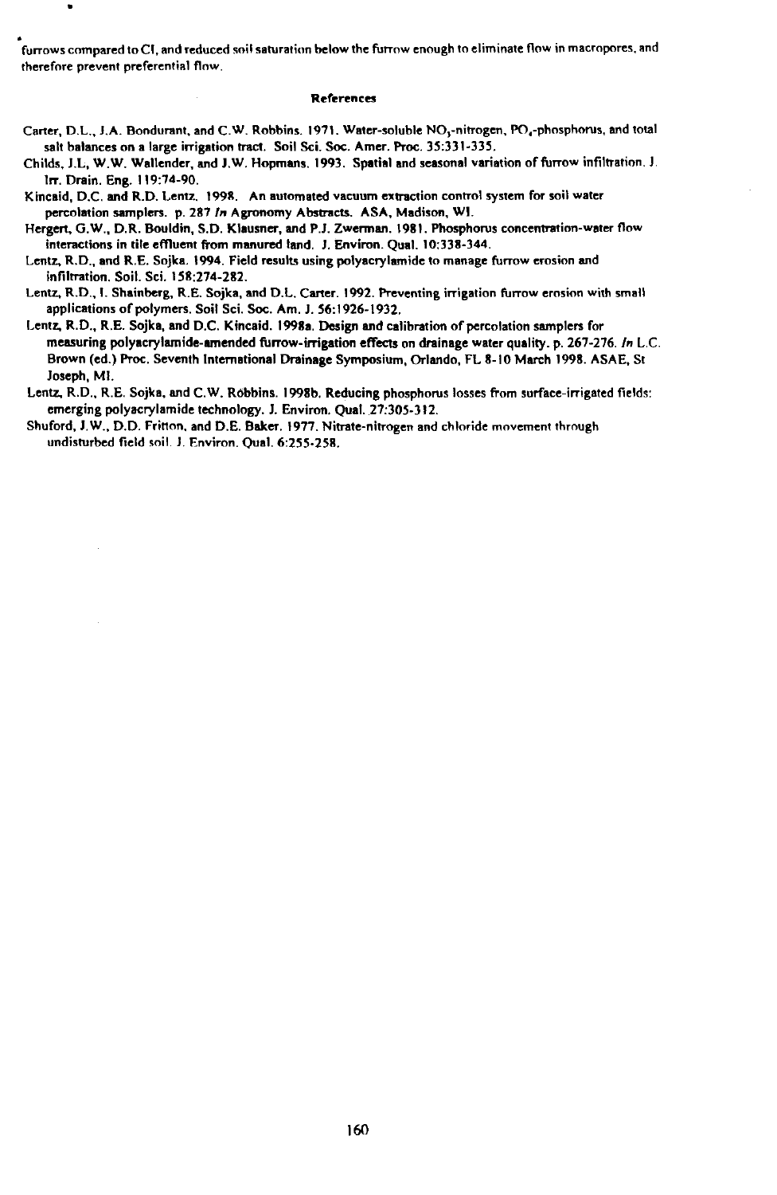furrows compared to Cl, and reduced soil saturation below the furrow enough to eliminate flow in macropores, and therefore prevent preferential flow.

## References

Carter, D.L., J.A. Bondurant, and C.W. Robbins. 1971. Water-soluble $NO_3$-nitrogen, $PO_4$-phosphorus, and total salt balances on a large irrigation tract. Soil Sci. Soc. Amer. Proc. 35:331-335.

Childs, J.L, W.W. Wallender, and J.W. Hopmans. 1993. Spatial and seasonal variation of furrow infiltration. J. Irr. Drain. Eng. 119:74-90.

Kincaid, D.C. and R.D. Lentz. 1998. An automated vacuum extraction control system for soil water percolation samplers. p. 287 *In* Agronomy Abstracts. ASA, Madison, WI.

Hergert, G.W., D.R. Bouldin, S.D. Klausner, and P.J. Zwerman. 1981. Phosphorus concentration-water flow interactions in tile effluent from manured land. J. Environ. Qual. 10:338-344.

Lentz, R.D., and R.E. Sojka. 1994. Field results using polyacrylamide to manage furrow erosion and infiltration. Soil. Sci. 158:274-282.

Lentz, R.D., I. Shainberg, R.E. Sojka, and D.L. Carter. 1992. Preventing irrigation furrow erosion with small applications of polymers. Soil Sci. Soc. Am. J. 56:1926-1932.

Lentz, R.D., R.E. Sojka, and D.C. Kincaid. 1998a. Design and calibration of percolation samplers for measuring polyacrylamide-amended furrow-irrigation effects on drainage water quality. p. 267-276. *In* L.C. Brown (ed.) Proc. Seventh International Drainage Symposium, Orlando, FL 8-10 March 1998. ASAE, St Joseph, MI.

Lentz, R.D., R.E. Sojka, and C.W. Röbbins. 1998b. Reducing phosphorus losses from surface-irrigated fields: emerging polyacrylamide technology. J. Environ. Qual. 27:305-312.

Shuford, J.W., D.D. Fritton, and D.E. Baker. 1977. Nitrate-nitrogen and chloride movement through undisturbed field soil. J. Environ. Qual. 6:255-258.